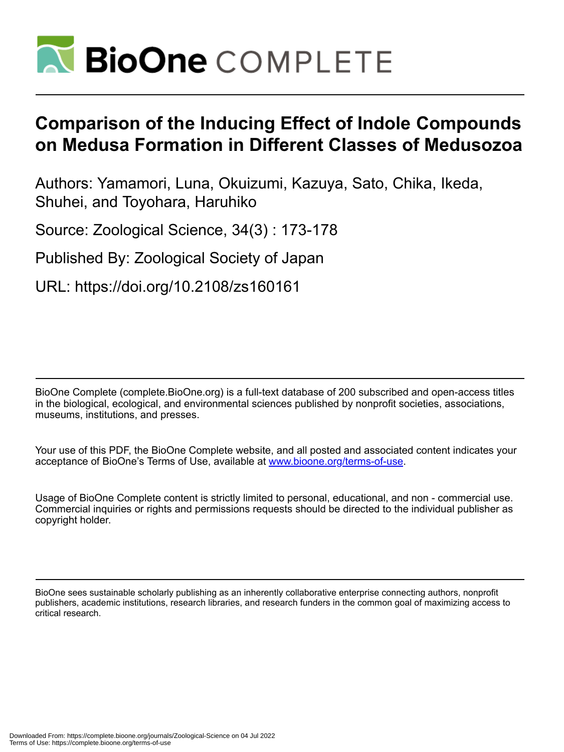# BioOne COMPLETE

## Comparison of the Inducing Effect of Indole Compounds on Medusa Formation in Different Classes of Medusozoa

Authors: Yamamori, Luna, Okuizumi, Kazuya, Sato, Chika, Ikeda, Shuhei, and Toyohara, Haruhiko

Source: Zoological Science, 34(3) : 173-178

Published By: Zoological Society of Japan

URL: https://doi.org/10.2108/zs160161

BioOne Complete (complete.BioOne.org) is a full-text database of 200 subscribed and open-access titles in the biological, ecological, and environmental sciences published by nonprofit societies, associations, museums, institutions, and presses.

Your use of this PDF, the BioOne Complete website, and all posted and associated content indicates your acceptance of BioOne's Terms of Use, available at www.bioone.org/terms-of-use.

Usage of BioOne Complete content is strictly limited to personal, educational, and non - commercial use. Commercial inquiries or rights and permissions requests should be directed to the individual publisher as copyright holder.

BioOne sees sustainable scholarly publishing as an inherently collaborative enterprise connecting authors, nonprofit publishers, academic institutions, research libraries, and research funders in the common goal of maximizing access to critical research.

Downloaded From: https://complete.bioone.org/journals/Zoological-Science on 04 Jul 2022
Terms of Use: https://complete.bioone.org/terms-of-use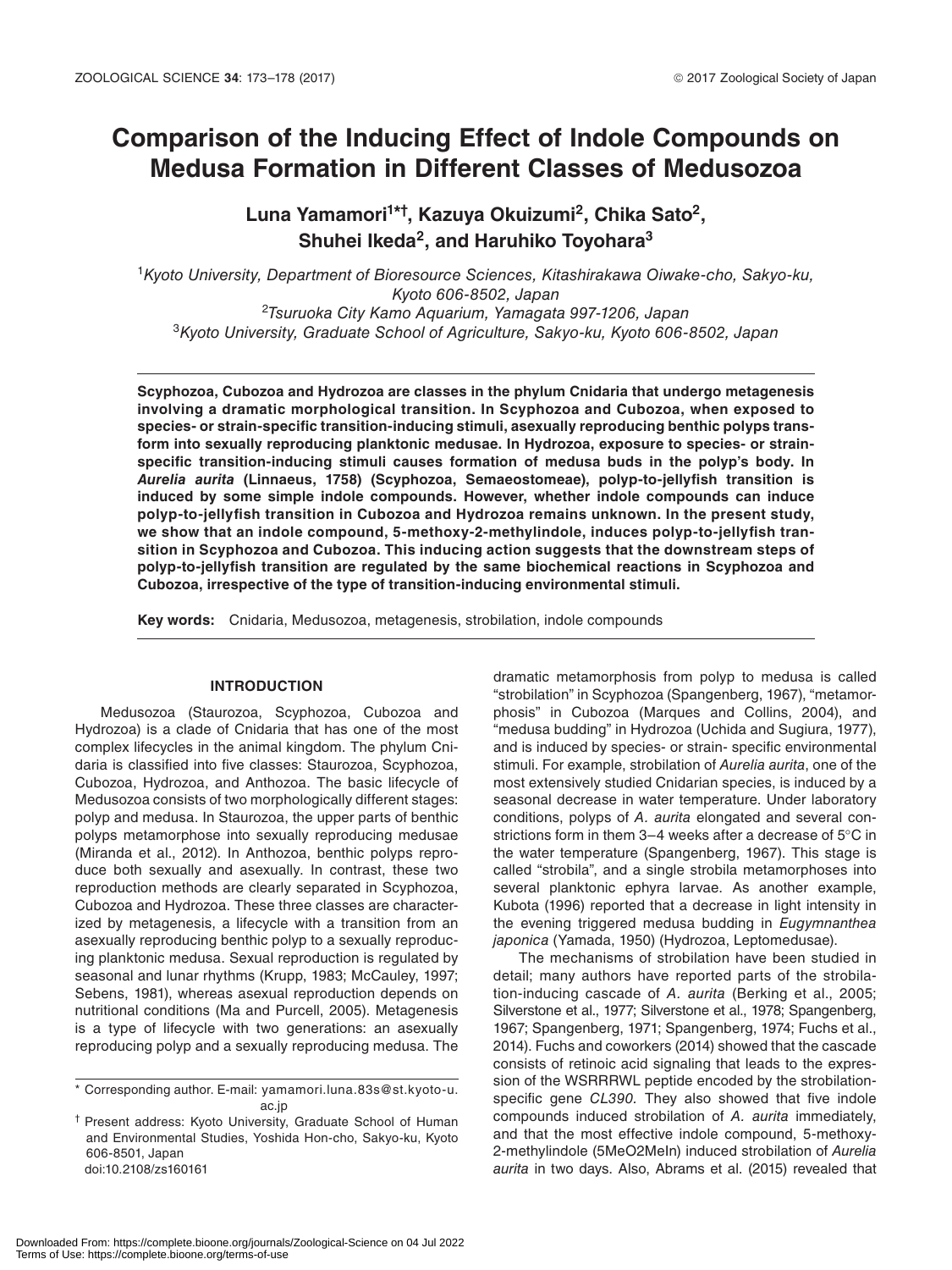# Comparison of the Inducing Effect of Indole Compounds on Medusa Formation in Different Classes of Medusozoa

**Luna Yamamori[1*†], Kazuya Okuizumi[2], Chika Sato[2], Shuhei Ikeda[2], and Haruhiko Toyohara[3]**

[1]*Kyoto University, Department of Bioresource Sciences, Kitashirakawa Oiwake-cho, Sakyo-ku, Kyoto 606-8502, Japan*
[2]*Tsuruoka City Kamo Aquarium, Yamagata 997-1206, Japan*
[3]*Kyoto University, Graduate School of Agriculture, Sakyo-ku, Kyoto 606-8502, Japan*

**Scyphozoa, Cubozoa and Hydrozoa are classes in the phylum Cnidaria that undergo metagenesis involving a dramatic morphological transition. In Scyphozoa and Cubozoa, when exposed to species- or strain-specific transition-inducing stimuli, asexually reproducing benthic polyps transform into sexually reproducing planktonic medusae. In Hydrozoa, exposure to species- or strain-specific transition-inducing stimuli causes formation of medusa buds in the polyp's body. In *Aurelia aurita* (Linnaeus, 1758) (Scyphozoa, Semaeostomeae), polyp-to-jellyfish transition is induced by some simple indole compounds. However, whether indole compounds can induce polyp-to-jellyfish transition in Cubozoa and Hydrozoa remains unknown. In the present study, we show that an indole compound, 5-methoxy-2-methylindole, induces polyp-to-jellyfish transition in Scyphozoa and Cubozoa. This inducing action suggests that the downstream steps of polyp-to-jellyfish transition are regulated by the same biochemical reactions in Scyphozoa and Cubozoa, irrespective of the type of transition-inducing environmental stimuli.**

**Key words:** Cnidaria, Medusozoa, metagenesis, strobilation, indole compounds

## INTRODUCTION

Medusozoa (Staurozoa, Scyphozoa, Cubozoa and Hydrozoa) is a clade of Cnidaria that has one of the most complex lifecycles in the animal kingdom. The phylum Cnidaria is classified into five classes: Staurozoa, Scyphozoa, Cubozoa, Hydrozoa, and Anthozoa. The basic lifecycle of Medusozoa consists of two morphologically different stages: polyp and medusa. In Staurozoa, the upper parts of benthic polyps metamorphose into sexually reproducing medusae (Miranda et al., 2012). In Anthozoa, benthic polyps reproduce both sexually and asexually. In contrast, these two reproduction methods are clearly separated in Scyphozoa, Cubozoa and Hydrozoa. These three classes are characterized by metagenesis, a lifecycle with a transition from an asexually reproducing benthic polyp to a sexually reproducing planktonic medusa. Sexual reproduction is regulated by seasonal and lunar rhythms (Krupp, 1983; McCauley, 1997; Sebens, 1981), whereas asexual reproduction depends on nutritional conditions (Ma and Purcell, 2005). Metagenesis is a type of lifecycle with two generations: an asexually reproducing polyp and a sexually reproducing medusa. The dramatic metamorphosis from polyp to medusa is called "strobilation" in Scyphozoa (Spangenberg, 1967), "metamorphosis" in Cubozoa (Marques and Collins, 2004), and "medusa budding" in Hydrozoa (Uchida and Sugiura, 1977), and is induced by species- or strain- specific environmental stimuli. For example, strobilation of *Aurelia aurita*, one of the most extensively studied Cnidarian species, is induced by a seasonal decrease in water temperature. Under laboratory conditions, polyps of *A. aurita* elongated and several constrictions form in them 3–4 weeks after a decrease of 5°C in the water temperature (Spangenberg, 1967). This stage is called "strobila", and a single strobila metamorphoses into several planktonic ephyra larvae. As another example, Kubota (1996) reported that a decrease in light intensity in the evening triggered medusa budding in *Eugymnanthea japonica* (Yamada, 1950) (Hydrozoa, Leptomedusae).

The mechanisms of strobilation have been studied in detail; many authors have reported parts of the strobilation-inducing cascade of *A. aurita* (Berking et al., 2005; Silverstone et al., 1977; Silverstone et al., 1978; Spangenberg, 1967; Spangenberg, 1971; Spangenberg, 1974; Fuchs et al., 2014). Fuchs and coworkers (2014) showed that the cascade consists of retinoic acid signaling that leads to the expression of the WSRRRWL peptide encoded by the strobilation-specific gene *CL390*. They also showed that five indole compounds induced strobilation of *A. aurita* immediately, and that the most effective indole compound, 5-methoxy-2-methylindole (5MeO2MeIn) induced strobilation of *Aurelia aurita* in two days. Also, Abrams et al. (2015) revealed that

\* Corresponding author. E-mail: yamamori.luna.83s@st.kyoto-u.ac.jp
† Present address: Kyoto University, Graduate School of Human and Environmental Studies, Yoshida Hon-cho, Sakyo-ku, Kyoto 606-8501, Japan
doi:10.2108/zs160161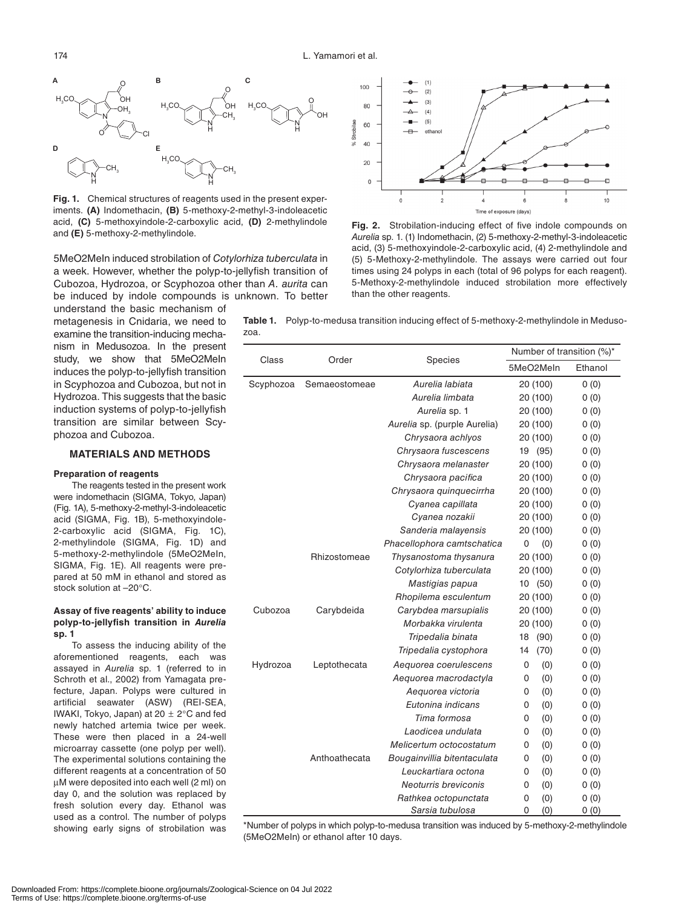A

$H_3CO$ ... OH ... $OH_3$ ... Cl

B

$H_3CO$ ... OH ... $CH_3$ ... H

C

$H_3CO$ ... OH ... H

D

$CH_3$ ... H

E

$H_3CO$ ... $CH_3$ ... H

**Fig. 1.** Chemical structures of reagents used in the present experiments. **(A)** Indomethacin, **(B)** 5-methoxy-2-methyl-3-indoleacetic acid, **(C)** 5-methoxyindole-2-carboxylic acid, **(D)** 2-methylindole and **(E)** 5-methoxy-2-methylindole.

100
80
60
40
20
0
% Strobilae
0 2 4 6 8 10
Time of exposure (days)
(1)
(2)
(3)
(4)
(5)
ethanol

**Fig. 2.** Strobilation-inducing effect of five indole compounds on *Aurelia* sp. 1. (1) Indomethacin, (2) 5-methoxy-2-methyl-3-indoleacetic acid, (3) 5-methoxyindole-2-carboxylic acid, (4) 2-methylindole and (5) 5-Methoxy-2-methylindole. The assays were carried out four times using 24 polyps in each (total of 96 polyps for each reagent). 5-Methoxy-2-methylindole induced strobilation more effectively than the other reagents.

5MeO2MeIn induced strobilation of *Cotylorhiza tuberculata* in a week. However, whether the polyp-to-jellyfish transition of Cubozoa, Hydrozoa, or Scyphozoa other than *A. aurita* can be induced by indole compounds is unknown. To better understand the basic mechanism of metagenesis in Cnidaria, we need to examine the transition-inducing mechanism in Medusozoa. In the present study, we show that 5MeO2MeIn induces the polyp-to-jellyfish transition in Scyphozoa and Cubozoa, but not in Hydrozoa. This suggests that the basic induction systems of polyp-to-jellyfish transition are similar between Scyphozoa and Cubozoa.

## MATERIALS AND METHODS

### Preparation of reagents

The reagents tested in the present work were indomethacin (SIGMA, Tokyo, Japan) (Fig. 1A), 5-methoxy-2-methyl-3-indoleacetic acid (SIGMA, Fig. 1B), 5-methoxyindole-2-carboxylic acid (SIGMA, Fig. 1C), 2-methylindole (SIGMA, Fig. 1D) and 5-methoxy-2-methylindole (5MeO2MeIn, SIGMA, Fig. 1E). All reagents were prepared at 50 mM in ethanol and stored as stock solution at –20°C.

### Assay of five reagents' ability to induce polyp-to-jellyfish transition in *Aurelia* sp. 1

To assess the inducing ability of the aforementioned reagents, each was assayed in *Aurelia* sp. 1 (referred to in Schroth et al., 2002) from Yamagata prefecture, Japan. Polyps were cultured in artificial seawater (ASW) (REI-SEA, IWAKI, Tokyo, Japan) at 20 ± 2°C and fed newly hatched artemia twice per week. These were then placed in a 24-well microarray cassette (one polyp per well). The experimental solutions containing the different reagents at a concentration of 50 μM were deposited into each well (2 ml) on day 0, and the solution was replaced by fresh solution every day. Ethanol was used as a control. The number of polyps showing early signs of strobilation was

**Table 1.** Polyp-to-medusa transition inducing effect of 5-methoxy-2-methylindole in Medusozoa.

| Class | Order | Species | Number of transition (%)* | |
|---|---|---|---|---|
| | | | 5MeO2MeIn | Ethanol |
| Scyphozoa | Semaeostomeae | *Aurelia labiata* | 20 (100) | 0 (0) |
| | | *Aurelia limbata* | 20 (100) | 0 (0) |
| | | *Aurelia* sp. 1 | 20 (100) | 0 (0) |
| | | *Aurelia* sp. (purple Aurelia) | 20 (100) | 0 (0) |
| | | *Chrysaora achlyos* | 20 (100) | 0 (0) |
| | | *Chrysaora fuscescens* | 19 (95) | 0 (0) |
| | | *Chrysaora melanaster* | 20 (100) | 0 (0) |
| | | *Chrysaora pacifica* | 20 (100) | 0 (0) |
| | | *Chrysaora quinquecirrha* | 20 (100) | 0 (0) |
| | | *Cyanea capillata* | 20 (100) | 0 (0) |
| | | *Cyanea nozakii* | 20 (100) | 0 (0) |
| | | *Sanderia malayensis* | 20 (100) | 0 (0) |
| | | *Phacellophora camtschatica* | 0 (0) | 0 (0) |
| | Rhizostomeae | *Thysanostoma thysanura* | 20 (100) | 0 (0) |
| | | *Cotylorhiza tuberculata* | 20 (100) | 0 (0) |
| | | *Mastigias papua* | 10 (50) | 0 (0) |
| | | *Rhopilema esculentum* | 20 (100) | 0 (0) |
| Cubozoa | Carybdeida | *Carybdea marsupialis* | 20 (100) | 0 (0) |
| | | *Morbakka virulenta* | 20 (100) | 0 (0) |
| | | *Tripedalia binata* | 18 (90) | 0 (0) |
| | | *Tripedalia cystophora* | 14 (70) | 0 (0) |
| Hydrozoa | Leptothecata | *Aequorea coerulescens* | 0 (0) | 0 (0) |
| | | *Aequorea macrodactyla* | 0 (0) | 0 (0) |
| | | *Aequorea victoria* | 0 (0) | 0 (0) |
| | | *Eutonina indicans* | 0 (0) | 0 (0) |
| | | *Tima formosa* | 0 (0) | 0 (0) |
| | | *Laodicea undulata* | 0 (0) | 0 (0) |
| | | *Melicertum octocostatum* | 0 (0) | 0 (0) |
| | Anthoathecata | *Bougainvillia bitentaculata* | 0 (0) | 0 (0) |
| | | *Leuckartiara octona* | 0 (0) | 0 (0) |
| | | *Neoturris breviconis* | 0 (0) | 0 (0) |
| | | *Rathkea octopunctata* | 0 (0) | 0 (0) |
| | | *Sarsia tubulosa* | 0 (0) | 0 (0) |

*Number of polyps in which polyp-to-medusa transition was induced by 5-methoxy-2-methylindole (5MeO2MeIn) or ethanol after 10 days.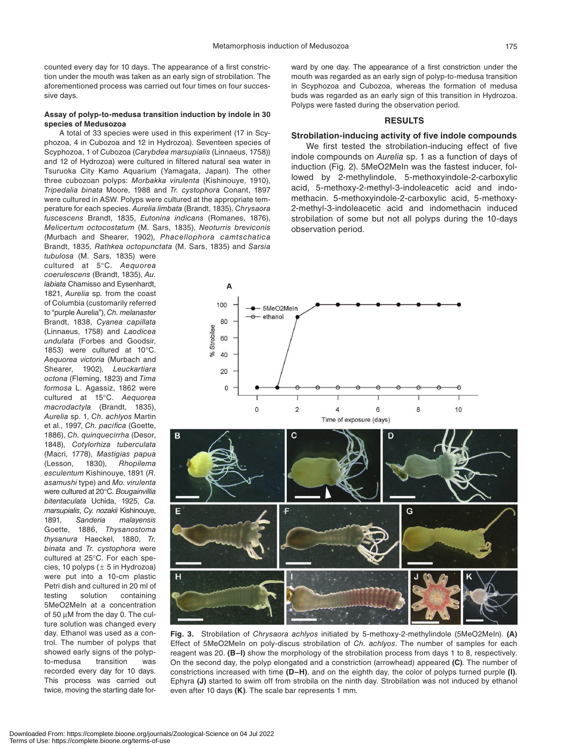counted every day for 10 days. The appearance of a first constriction under the mouth was taken as an early sign of strobilation. The aforementioned process was carried out four times on four successive days.

**Assay of polyp-to-medusa transition induction by indole in 30 species of Medusozoa**

A total of 33 species were used in this experiment (17 in Scyphozoa, 4 in Cubozoa and 12 in Hydrozoa). Seventeen species of Scyphozoa, 1 of Cubozoa (*Carybdea marsupialis* (Linnaeus, 1758)) and 12 of Hydrozoa) were cultured in filtered natural sea water in Tsuruoka City Kamo Aquarium (Yamagata, Japan). The other three cubozoan polyps: *Morbakka virulenta* (Kishinouye, 1910), *Tripedalia binata* Moore, 1988 and *Tr. cystophora* Conant, 1897 were cultured in ASW. Polyps were cultured at the appropriate temperature for each species. *Aurelia limbata* (Brandt, 1835), *Chrysaora fuscescens* Brandt, 1835, *Eutonina indicans* (Romanes, 1876), *Melicertum octocostatum* (M. Sars, 1835), *Neoturris breviconis* (Murbach and Shearer, 1902), *Phacellophora camtschatica* Brandt, 1835, *Rathkea octopunctata* (M. Sars, 1835) and *Sarsia tubulosa* (M. Sars, 1835) were cultured at 5°C. *Aequorea coerulescens* (Brandt, 1835), *Au. labiata* Chamisso and Eysenhardt, 1821, *Aurelia* sp. from the coast of Columbia (customarily referred to "purple Aurelia"), *Ch. melanaster* Brandt, 1838, *Cyanea capillata* (Linnaeus, 1758) and *Laodicea undulata* (Forbes and Goodsir, 1853) were cultured at 10°C. *Aequorea victoria* (Murbach and Shearer, 1902), *Leuckartiara octona* (Fleming, 1823) and *Tima formosa* L. Agassiz, 1862 were cultured at 15°C. *Aequorea macrodactyla* (Brandt, 1835), *Aurelia* sp. 1, *Ch. achlyos* Martin et al., 1997, *Ch. pacifica* (Goette, 1886), *Ch. quinquecirrha* (Desor, 1848), *Cotylorhiza tuberculata* (Macri, 1778), *Mastigias papua* (Lesson, 1830), *Rhopilema esculentum* Kishinouye, 1891 (*R. asamushi* type) and *Mo. virulenta* were cultured at 20°C. *Bougainvillia bitentaculata* Uchida, 1925, *Ca. marsupialis*, *Cy. nozakii* Kishinouye, 1891, *Sanderia malayensis* Goette, 1886, *Thysanostoma thysanura* Haeckel, 1880, *Tr. binata* and *Tr. cystophora* were cultured at 25°C. For each species, 10 polyps (± 5 in Hydrozoa) were put into a 10-cm plastic Petri dish and cultured in 20 ml of testing solution containing 5MeO2MeIn at a concentration of 50 µM from the day 0. The culture solution was changed every day. Ethanol was used as a control. The number of polyps that showed early signs of the polyp-to-medusa transition was recorded every day for 10 days. This process was carried out twice, moving the starting date forward by one day. The appearance of a first constriction under the mouth was regarded as an early sign of polyp-to-medusa transition in Scyphozoa and Cubozoa, whereas the formation of medusa buds was regarded as an early sign of this transition in Hydrozoa. Polyps were fasted during the observation period.

## RESULTS

**Strobilation-inducing activity of five indole compounds**

We first tested the strobilation-inducing effect of five indole compounds on *Aurelia* sp. 1 as a function of days of induction (Fig. 2). 5MeO2MeIn was the fastest inducer, followed by 2-methylindole, 5-methoxyindole-2-carboxylic acid, 5-methoxy-2-methyl-3-indoleacetic acid and indomethacin. 5-methoxyindole-2-carboxylic acid, 5-methoxy-2-methyl-3-indoleacetic acid and indomethacin induced strobilation of some but not all polyps during the 10-days observation period.

A

5MeO2MeIn
ethanol
% Strobilae
100
80
60
40
20
0
0
2
4
6
8
10
Time of exposure (days)

B C D E F G H I J K

**Fig. 3.** Strobilation of *Chrysaora achlyos* initiated by 5-methoxy-2-methylindole (5MeO2MeIn). **(A)** Effect of 5MeO2MeIn on poly-discus strobilation of *Ch. achlyos*. The number of samples for each reagent was 20. **(B–I)** show the morphology of the strobilation process from days 1 to 8, respectively. On the second day, the polyp elongated and a constriction (arrowhead) appeared **(C)**. The number of constrictions increased with time **(D–H)**, and on the eighth day, the color of polyps turned purple **(I)**. Ephyra **(J)** started to swim off from strobila on the ninth day. Strobilation was not induced by ethanol even after 10 days **(K)**. The scale bar represents 1 mm.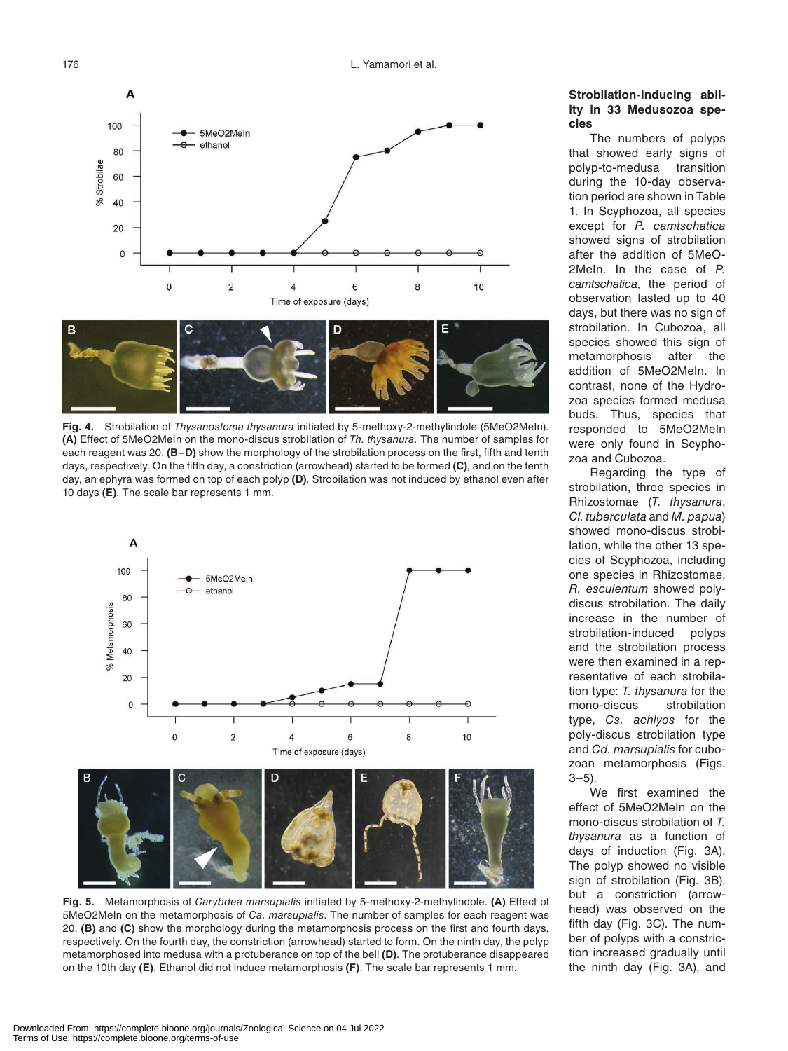A

% Strobilae

100
80
60
40
20
0

5MeO2MeIn
ethanol

0 2 4 6 8 10

Time of exposure (days)

B C D E

**Fig. 4.** Strobilation of *Thysanostoma thysanura* initiated by 5-methoxy-2-methylindole (5MeO2MeIn). **(A)** Effect of 5MeO2MeIn on the mono-discus strobilation of *Th. thysanura*. The number of samples for each reagent was 20. **(B–D)** show the morphology of the strobilation process on the first, fifth and tenth days, respectively. On the fifth day, a constriction (arrowhead) started to be formed **(C)**, and on the tenth day, an ephyra was formed on top of each polyp **(D)**. Strobilation was not induced by ethanol even after 10 days **(E)**. The scale bar represents 1 mm.

A

% Metamorphosis

100
80
60
40
20
0

5MeO2MeIn
ethanol

0 2 4 6 8 10

Time of exposure (days)

B C D E F

**Fig. 5.** Metamorphosis of *Carybdea marsupialis* initiated by 5-methoxy-2-methylindole. **(A)** Effect of 5MeO2MeIn on the metamorphosis of *Ca. marsupialis*. The number of samples for each reagent was 20. **(B)** and **(C)** show the morphology during the metamorphosis process on the first and fourth days, respectively. On the fourth day, the constriction (arrowhead) started to form. On the ninth day, the polyp metamorphosed into medusa with a protuberance on top of the bell **(D)**. The protuberance disappeared on the 10th day **(E)**. Ethanol did not induce metamorphosis **(F)**. The scale bar represents 1 mm.

### Strobilation-inducing ability in 33 Medusozoa species

The numbers of polyps that showed early signs of polyp-to-medusa transition during the 10-day observation period are shown in Table 1. In Scyphozoa, all species except for *P. camtschatica* showed signs of strobilation after the addition of 5MeO-2MeIn. In the case of *P. camtschatica*, the period of observation lasted up to 40 days, but there was no sign of strobilation. In Cubozoa, all species showed this sign of metamorphosis after the addition of 5MeO2MeIn. In contrast, none of the Hydrozoa species formed medusa buds. Thus, species that responded to 5MeO2MeIn were only found in Scyphozoa and Cubozoa.

Regarding the type of strobilation, three species in Rhizostomae (*T. thysanura*, *Cl. tuberculata* and *M. papua*) showed mono-discus strobilation, while the other 13 species of Scyphozoa, including one species in Rhizostomae, *R. esculentum* showed poly-discus strobilation. The daily increase in the number of strobilation-induced polyps and the strobilation process were then examined in a representative of each strobilation type: *T. thysanura* for the mono-discus strobilation type, *Cs. achlyos* for the poly-discus strobilation type and *Cd. marsupialis* for cubozoan metamorphosis (Figs. 3–5).

We first examined the effect of 5MeO2MeIn on the mono-discus strobilation of *T. thysanura* as a function of days of induction (Fig. 3A). The polyp showed no visible sign of strobilation (Fig. 3B), but a constriction (arrowhead) was observed on the fifth day (Fig. 3C). The number of polyps with a constriction increased gradually until the ninth day (Fig. 3A), and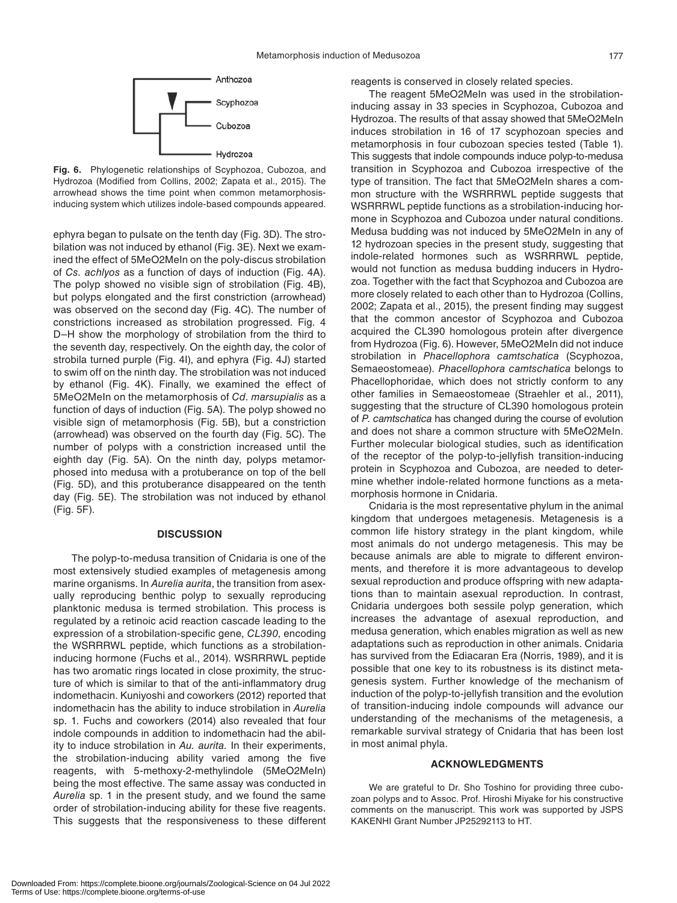Anthozoa

Scyphozoa

Cubozoa

Hydrozoa

**Fig. 6.** Phylogenetic relationships of Scyphozoa, Cubozoa, and Hydrozoa (Modified from Collins, 2002; Zapata et al., 2015). The arrowhead shows the time point when common metamorphosis-inducing system which utilizes indole-based compounds appeared.

ephyra began to pulsate on the tenth day (Fig. 3D). The strobilation was not induced by ethanol (Fig. 3E). Next we examined the effect of 5MeO2MeIn on the poly-discus strobilation of *Cs. achlyos* as a function of days of induction (Fig. 4A). The polyp showed no visible sign of strobilation (Fig. 4B), but polyps elongated and the first constriction (arrowhead) was observed on the second day (Fig. 4C). The number of constrictions increased as strobilation progressed. Fig. 4 D–H show the morphology of strobilation from the third to the seventh day, respectively. On the eighth day, the color of strobila turned purple (Fig. 4I), and ephyra (Fig. 4J) started to swim off on the ninth day. The strobilation was not induced by ethanol (Fig. 4K). Finally, we examined the effect of 5MeO2MeIn on the metamorphosis of *Cd. marsupialis* as a function of days of induction (Fig. 5A). The polyp showed no visible sign of metamorphosis (Fig. 5B), but a constriction (arrowhead) was observed on the fourth day (Fig. 5C). The number of polyps with a constriction increased until the eighth day (Fig. 5A). On the ninth day, polyps metamorphosed into medusa with a protuberance on top of the bell (Fig. 5D), and this protuberance disappeared on the tenth day (Fig. 5E). The strobilation was not induced by ethanol (Fig. 5F).

## DISCUSSION

The polyp-to-medusa transition of Cnidaria is one of the most extensively studied examples of metagenesis among marine organisms. In *Aurelia aurita*, the transition from asexually reproducing benthic polyp to sexually reproducing planktonic medusa is termed strobilation. This process is regulated by a retinoic acid reaction cascade leading to the expression of a strobilation-specific gene, *CL390*, encoding the WSRRRWL peptide, which functions as a strobilation-inducing hormone (Fuchs et al., 2014). WSRRRWL peptide has two aromatic rings located in close proximity, the structure of which is similar to that of the anti-inflammatory drug indomethacin. Kuniyoshi and coworkers (2012) reported that indomethacin has the ability to induce strobilation in *Aurelia* sp. 1. Fuchs and coworkers (2014) also revealed that four indole compounds in addition to indomethacin had the ability to induce strobilation in *Au. aurita.* In their experiments, the strobilation-inducing ability varied among the five reagents, with 5-methoxy-2-methylindole (5MeO2MeIn) being the most effective. The same assay was conducted in *Aurelia* sp. 1 in the present study, and we found the same order of strobilation-inducing ability for these five reagents. This suggests that the responsiveness to these different reagents is conserved in closely related species.

The reagent 5MeO2MeIn was used in the strobilation-inducing assay in 33 species in Scyphozoa, Cubozoa and Hydrozoa. The results of that assay showed that 5MeO2MeIn induces strobilation in 16 of 17 scyphozoan species and metamorphosis in four cubozoan species tested (Table 1). This suggests that indole compounds induce polyp-to-medusa transition in Scyphozoa and Cubozoa irrespective of the type of transition. The fact that 5MeO2MeIn shares a common structure with the WSRRRWL peptide suggests that WSRRRWL peptide functions as a strobilation-inducing hormone in Scyphozoa and Cubozoa under natural conditions. Medusa budding was not induced by 5MeO2MeIn in any of 12 hydrozoan species in the present study, suggesting that indole-related hormones such as WSRRRWL peptide, would not function as medusa budding inducers in Hydrozoa. Together with the fact that Scyphozoa and Cubozoa are more closely related to each other than to Hydrozoa (Collins, 2002; Zapata et al., 2015), the present finding may suggest that the common ancestor of Scyphozoa and Cubozoa acquired the CL390 homologous protein after divergence from Hydrozoa (Fig. 6). However, 5MeO2MeIn did not induce strobilation in *Phacellophora camtschatica* (Scyphozoa, Semaeostomeae). *Phacellophora camtschatica* belongs to Phacellophoridae, which does not strictly conform to any other families in Semaeostomeae (Straehler et al., 2011), suggesting that the structure of CL390 homologous protein of *P. camtschatica* has changed during the course of evolution and does not share a common structure with 5MeO2MeIn. Further molecular biological studies, such as identification of the receptor of the polyp-to-jellyfish transition-inducing protein in Scyphozoa and Cubozoa, are needed to determine whether indole-related hormone functions as a metamorphosis hormone in Cnidaria.

Cnidaria is the most representative phylum in the animal kingdom that undergoes metagenesis. Metagenesis is a common life history strategy in the plant kingdom, while most animals do not undergo metagenesis. This may be because animals are able to migrate to different environments, and therefore it is more advantageous to develop sexual reproduction and produce offspring with new adaptations than to maintain asexual reproduction. In contrast, Cnidaria undergoes both sessile polyp generation, which increases the advantage of asexual reproduction, and medusa generation, which enables migration as well as new adaptations such as reproduction in other animals. Cnidaria has survived from the Ediacaran Era (Norris, 1989), and it is possible that one key to its robustness is its distinct metagenesis system. Further knowledge of the mechanism of induction of the polyp-to-jellyfish transition and the evolution of transition-inducing indole compounds will advance our understanding of the mechanisms of the metagenesis, a remarkable survival strategy of Cnidaria that has been lost in most animal phyla.

## ACKNOWLEDGMENTS

We are grateful to Dr. Sho Toshino for providing three cubozoan polyps and to Assoc. Prof. Hiroshi Miyake for his constructive comments on the manuscript. This work was supported by JSPS KAKENHI Grant Number JP25292113 to HT.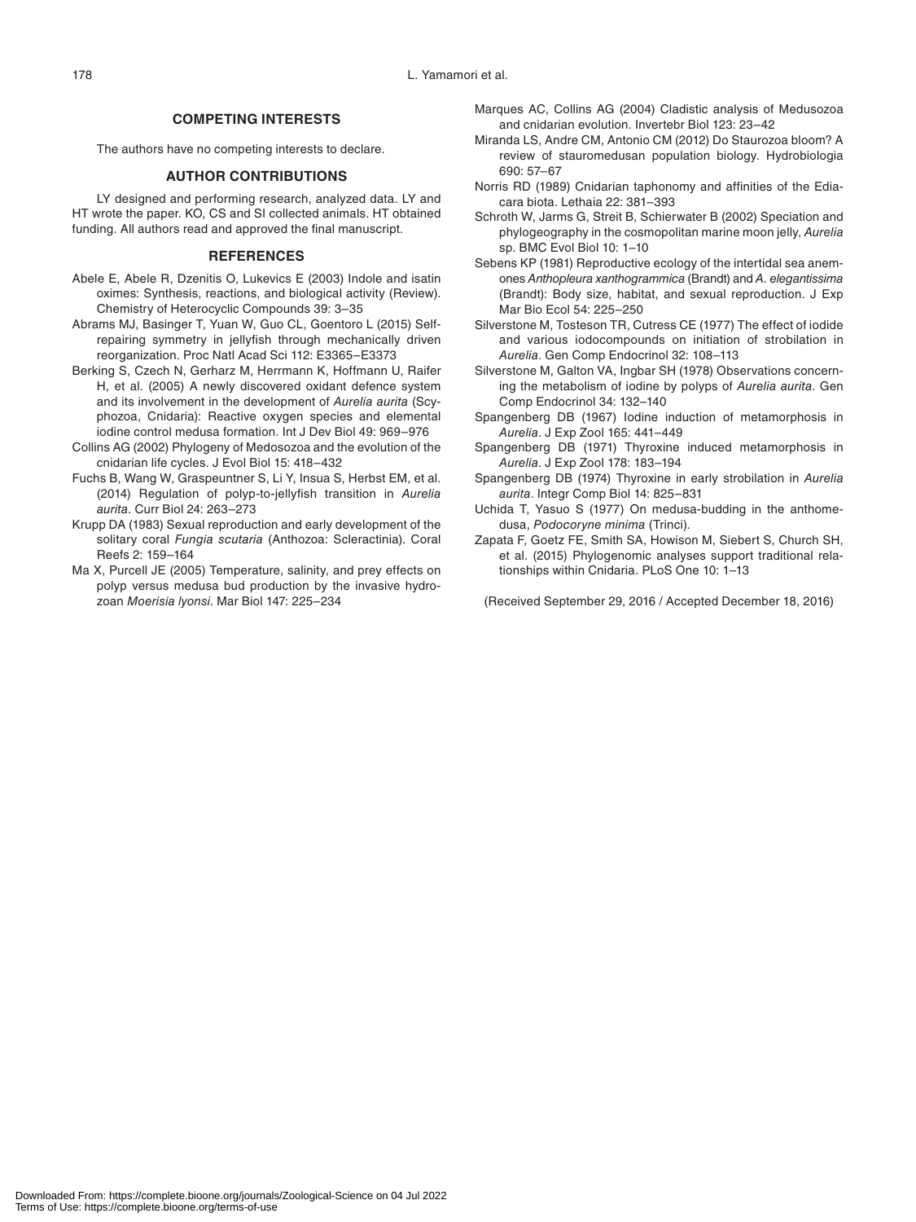## COMPETING INTERESTS

The authors have no competing interests to declare.

## AUTHOR CONTRIBUTIONS

LY designed and performing research, analyzed data. LY and HT wrote the paper. KO, CS and SI collected animals. HT obtained funding. All authors read and approved the final manuscript.

## REFERENCES

Abele E, Abele R, Dzenitis O, Lukevics E (2003) Indole and isatin oximes: Synthesis, reactions, and biological activity (Review). Chemistry of Heterocyclic Compounds 39: 3–35

Abrams MJ, Basinger T, Yuan W, Guo CL, Goentoro L (2015) Self-repairing symmetry in jellyfish through mechanically driven reorganization. Proc Natl Acad Sci 112: E3365–E3373

Berking S, Czech N, Gerharz M, Herrmann K, Hoffmann U, Raifer H, et al. (2005) A newly discovered oxidant defence system and its involvement in the development of *Aurelia aurita* (Scyphozoa, Cnidaria): Reactive oxygen species and elemental iodine control medusa formation. Int J Dev Biol 49: 969–976

Collins AG (2002) Phylogeny of Medosozoa and the evolution of the cnidarian life cycles. J Evol Biol 15: 418–432

Fuchs B, Wang W, Graspeuntner S, Li Y, Insua S, Herbst EM, et al. (2014) Regulation of polyp-to-jellyfish transition in *Aurelia aurita*. Curr Biol 24: 263–273

Krupp DA (1983) Sexual reproduction and early development of the solitary coral *Fungia scutaria* (Anthozoa: Scleractinia). Coral Reefs 2: 159–164

Ma X, Purcell JE (2005) Temperature, salinity, and prey effects on polyp versus medusa bud production by the invasive hydrozoan *Moerisia lyonsi*. Mar Biol 147: 225–234

Marques AC, Collins AG (2004) Cladistic analysis of Medusozoa and cnidarian evolution. Invertebr Biol 123: 23–42

Miranda LS, Andre CM, Antonio CM (2012) Do Staurozoa bloom? A review of stauromedusan population biology. Hydrobiologia 690: 57–67

Norris RD (1989) Cnidarian taphonomy and affinities of the Ediacara biota. Lethaia 22: 381–393

Schroth W, Jarms G, Streit B, Schierwater B (2002) Speciation and phylogeography in the cosmopolitan marine moon jelly, *Aurelia* sp. BMC Evol Biol 10: 1–10

Sebens KP (1981) Reproductive ecology of the intertidal sea anemones *Anthopleura xanthogrammica* (Brandt) and *A. elegantissima* (Brandt): Body size, habitat, and sexual reproduction. J Exp Mar Bio Ecol 54: 225–250

Silverstone M, Tosteson TR, Cutress CE (1977) The effect of iodide and various iodocompounds on initiation of strobilation in *Aurelia*. Gen Comp Endocrinol 32: 108–113

Silverstone M, Galton VA, Ingbar SH (1978) Observations concerning the metabolism of iodine by polyps of *Aurelia aurita*. Gen Comp Endocrinol 34: 132–140

Spangenberg DB (1967) Iodine induction of metamorphosis in *Aurelia*. J Exp Zool 165: 441–449

Spangenberg DB (1971) Thyroxine induced metamorphosis in *Aurelia*. J Exp Zool 178: 183–194

Spangenberg DB (1974) Thyroxine in early strobilation in *Aurelia aurita*. Integr Comp Biol 14: 825–831

Uchida T, Yasuo S (1977) On medusa-budding in the anthomedusa, *Podocoryne minima* (Trinci).

Zapata F, Goetz FE, Smith SA, Howison M, Siebert S, Church SH, et al. (2015) Phylogenomic analyses support traditional relationships within Cnidaria. PLoS One 10: 1–13

(Received September 29, 2016 / Accepted December 18, 2016)